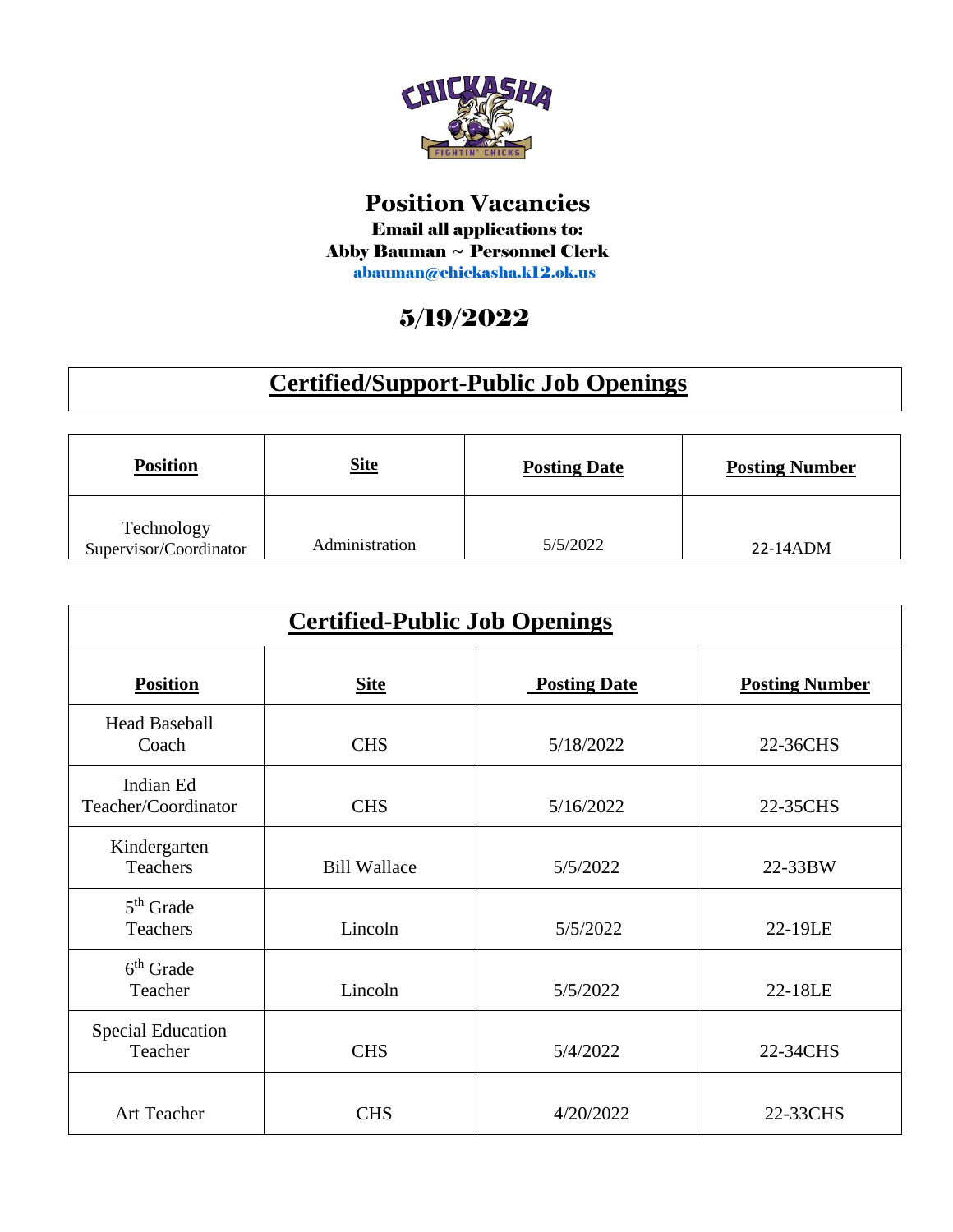# Position Vacancies

**Email all applications to:**

**Abby Bauman ~ Personnel Clerk**

**abauman@chickasha.k12.ok.us**

## 5/19/2022

## Certified/Support-Public Job Openings

| Position | Site | Posting Date | Posting Number |
|---|---|---|---|
| Technology Supervisor/Coordinator | Administration | 5/5/2022 | 22-14ADM |

## Certified-Public Job Openings

| Position | Site | Posting Date | Posting Number |
|---|---|---|---|
| Head Baseball Coach | CHS | 5/18/2022 | 22-36CHS |
| Indian Ed Teacher/Coordinator | CHS | 5/16/2022 | 22-35CHS |
| Kindergarten Teachers | Bill Wallace | 5/5/2022 | 22-33BW |
| 5th Grade Teachers | Lincoln | 5/5/2022 | 22-19LE |
| 6th Grade Teacher | Lincoln | 5/5/2022 | 22-18LE |
| Special Education Teacher | CHS | 5/4/2022 | 22-34CHS |
| Art Teacher | CHS | 4/20/2022 | 22-33CHS |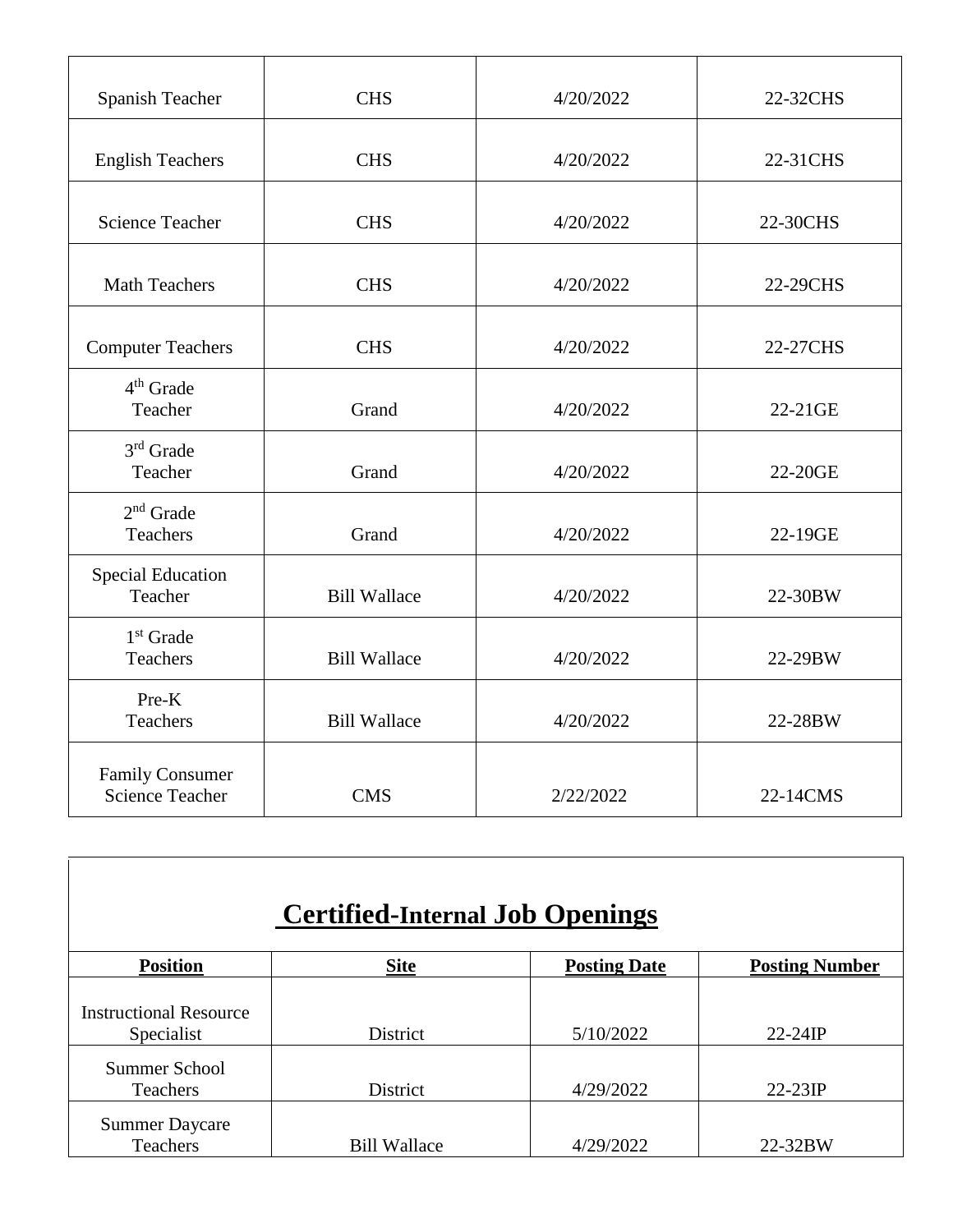| | | | |
|---|---|---|---|
| Spanish Teacher | CHS | 4/20/2022 | 22-32CHS |
| English Teachers | CHS | 4/20/2022 | 22-31CHS |
| Science Teacher | CHS | 4/20/2022 | 22-30CHS |
| Math Teachers | CHS | 4/20/2022 | 22-29CHS |
| Computer Teachers | CHS | 4/20/2022 | 22-27CHS |
| 4th Grade Teacher | Grand | 4/20/2022 | 22-21GE |
| 3rd Grade Teacher | Grand | 4/20/2022 | 22-20GE |
| 2nd Grade Teachers | Grand | 4/20/2022 | 22-19GE |
| Special Education Teacher | Bill Wallace | 4/20/2022 | 22-30BW |
| 1st Grade Teachers | Bill Wallace | 4/20/2022 | 22-29BW |
| Pre-K Teachers | Bill Wallace | 4/20/2022 | 22-28BW |
| Family Consumer Science Teacher | CMS | 2/22/2022 | 22-14CMS |

## Certified-Internal Job Openings

| Position | Site | Posting Date | Posting Number |
|---|---|---|---|
| Instructional Resource Specialist | District | 5/10/2022 | 22-24IP |
| Summer School Teachers | District | 4/29/2022 | 22-23IP |
| Summer Daycare Teachers | Bill Wallace | 4/29/2022 | 22-32BW |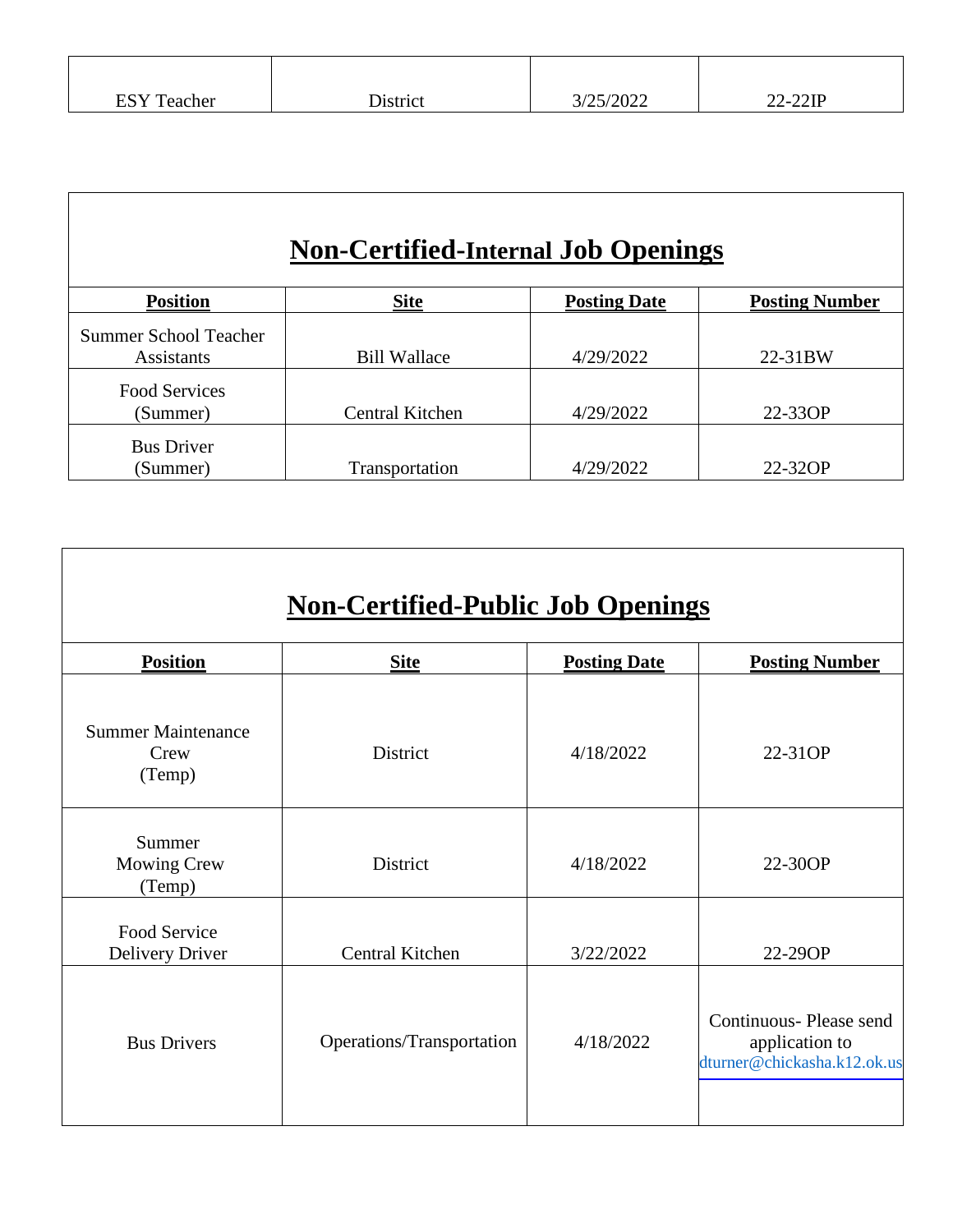| ESY Teacher | District | 3/25/2022 | 22-22IP |
|---|---|---|---|

## Non-Certified-Internal Job Openings

| Position | Site | Posting Date | Posting Number |
|---|---|---|---|
| Summer School Teacher Assistants | Bill Wallace | 4/29/2022 | 22-31BW |
| Food Services (Summer) | Central Kitchen | 4/29/2022 | 22-33OP |
| Bus Driver (Summer) | Transportation | 4/29/2022 | 22-32OP |

## Non-Certified-Public Job Openings

| Position | Site | Posting Date | Posting Number |
|---|---|---|---|
| Summer Maintenance Crew (Temp) | District | 4/18/2022 | 22-31OP |
| Summer Mowing Crew (Temp) | District | 4/18/2022 | 22-30OP |
| Food Service Delivery Driver | Central Kitchen | 3/22/2022 | 22-29OP |
| Bus Drivers | Operations/Transportation | 4/18/2022 | Continuous- Please send application to dturner@chickasha.k12.ok.us |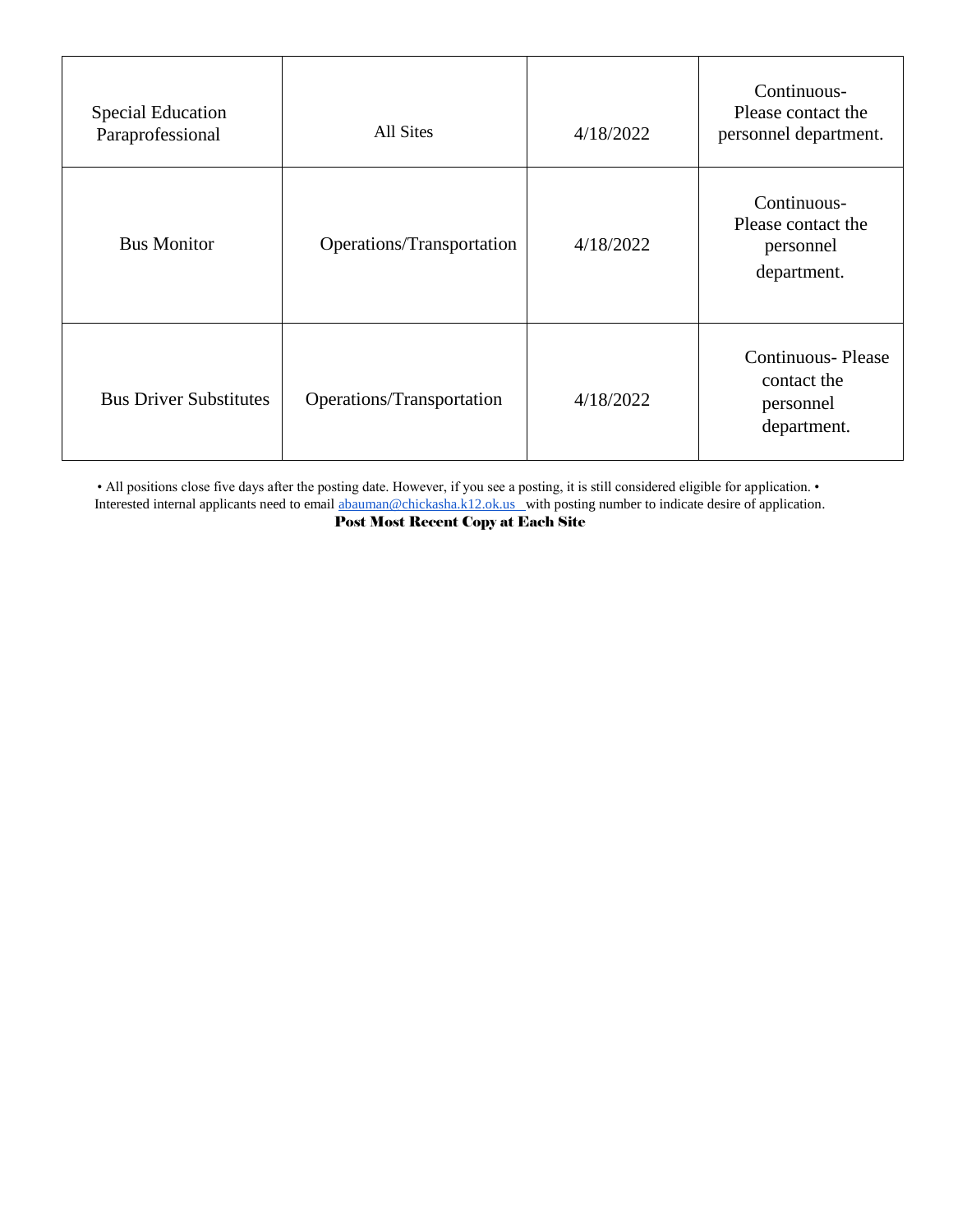| | | | |
|---|---|---|---|
| Special Education Paraprofessional | All Sites | 4/18/2022 | Continuous- Please contact the personnel department. |
| Bus Monitor | Operations/Transportation | 4/18/2022 | Continuous- Please contact the personnel department. |
| Bus Driver Substitutes | Operations/Transportation | 4/18/2022 | Continuous- Please contact the personnel department. |

• All positions close five days after the posting date. However, if you see a posting, it is still considered eligible for application. • Interested internal applicants need to email abauman@chickasha.k12.ok.us with posting number to indicate desire of application.

**Post Most Recent Copy at Each Site**